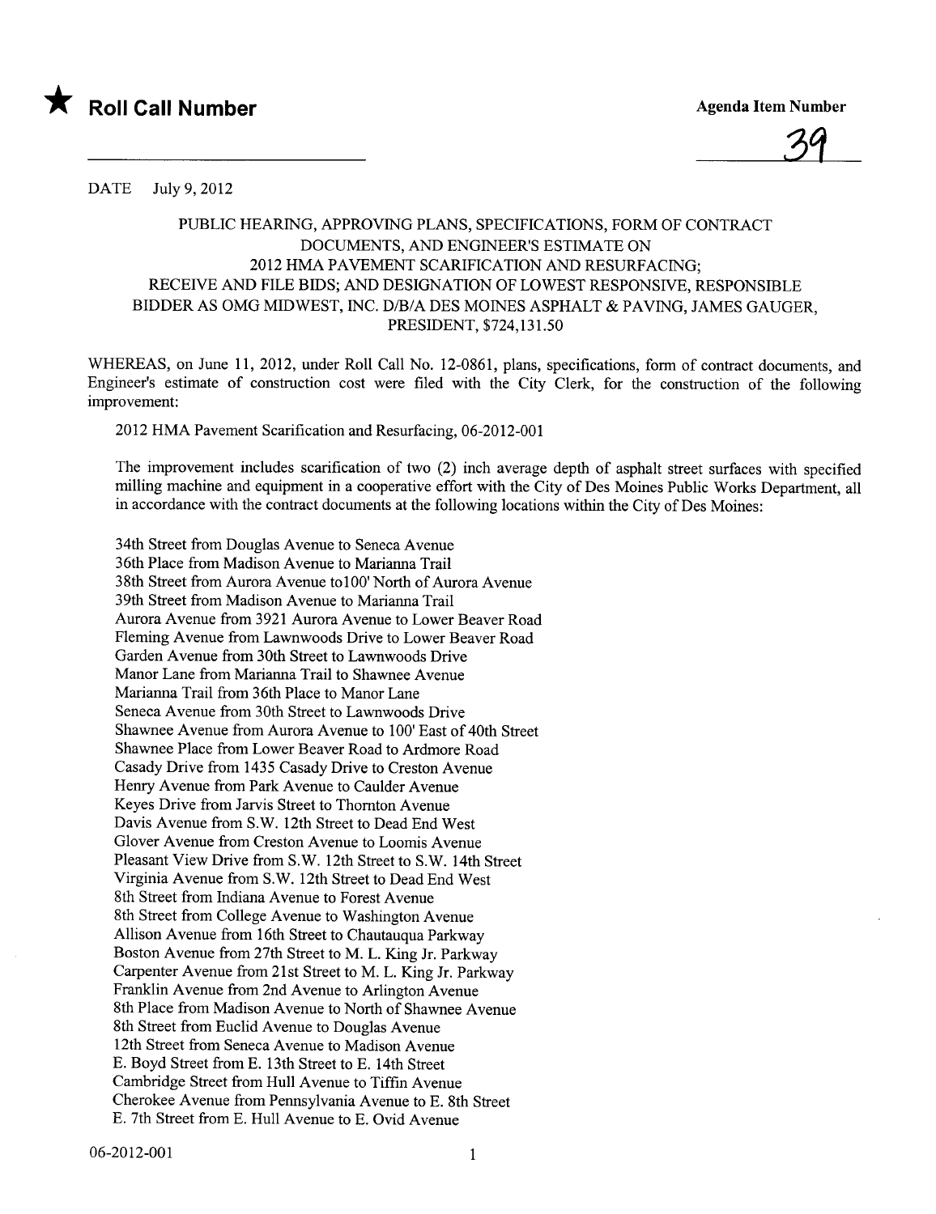★ **Roll Call Number**

**Agenda Item Number**

39

DATE July 9, 2012

PUBLIC HEARING, APPROVING PLANS, SPECIFICATIONS, FORM OF CONTRACT DOCUMENTS, AND ENGINEER'S ESTIMATE ON 2012 HMA PAVEMENT SCARIFICATION AND RESURFACING; RECEIVE AND FILE BIDS; AND DESIGNATION OF LOWEST RESPONSIVE, RESPONSIBLE BIDDER AS OMG MIDWEST, INC. D/B/A DES MOINES ASPHALT & PAVING, JAMES GAUGER, PRESIDENT, $724,131.50

WHEREAS, on June 11, 2012, under Roll Call No. 12-0861, plans, specifications, form of contract documents, and Engineer's estimate of construction cost were filed with the City Clerk, for the construction of the following improvement:

2012 HMA Pavement Scarification and Resurfacing, 06-2012-001

The improvement includes scarification of two (2) inch average depth of asphalt street surfaces with specified milling machine and equipment in a cooperative effort with the City of Des Moines Public Works Department, all in accordance with the contract documents at the following locations within the City of Des Moines:

34th Street from Douglas Avenue to Seneca Avenue
36th Place from Madison Avenue to Marianna Trail
38th Street from Aurora Avenue to100' North of Aurora Avenue
39th Street from Madison Avenue to Marianna Trail
Aurora Avenue from 3921 Aurora Avenue to Lower Beaver Road
Fleming Avenue from Lawnwoods Drive to Lower Beaver Road
Garden Avenue from 30th Street to Lawnwoods Drive
Manor Lane from Marianna Trail to Shawnee Avenue
Marianna Trail from 36th Place to Manor Lane
Seneca Avenue from 30th Street to Lawnwoods Drive
Shawnee Avenue from Aurora Avenue to 100' East of 40th Street
Shawnee Place from Lower Beaver Road to Ardmore Road
Casady Drive from 1435 Casady Drive to Creston Avenue
Henry Avenue from Park Avenue to Caulder Avenue
Keyes Drive from Jarvis Street to Thornton Avenue
Davis Avenue from S.W. 12th Street to Dead End West
Glover Avenue from Creston Avenue to Loomis Avenue
Pleasant View Drive from S.W. 12th Street to S.W. 14th Street
Virginia Avenue from S.W. 12th Street to Dead End West
8th Street from Indiana Avenue to Forest Avenue
8th Street from College Avenue to Washington Avenue
Allison Avenue from 16th Street to Chautauqua Parkway
Boston Avenue from 27th Street to M. L. King Jr. Parkway
Carpenter Avenue from 21st Street to M. L. King Jr. Parkway
Franklin Avenue from 2nd Avenue to Arlington Avenue
8th Place from Madison Avenue to North of Shawnee Avenue
8th Street from Euclid Avenue to Douglas Avenue
12th Street from Seneca Avenue to Madison Avenue
E. Boyd Street from E. 13th Street to E. 14th Street
Cambridge Street from Hull Avenue to Tiffin Avenue
Cherokee Avenue from Pennsylvania Avenue to E. 8th Street
E. 7th Street from E. Hull Avenue to E. Ovid Avenue

06-2012-001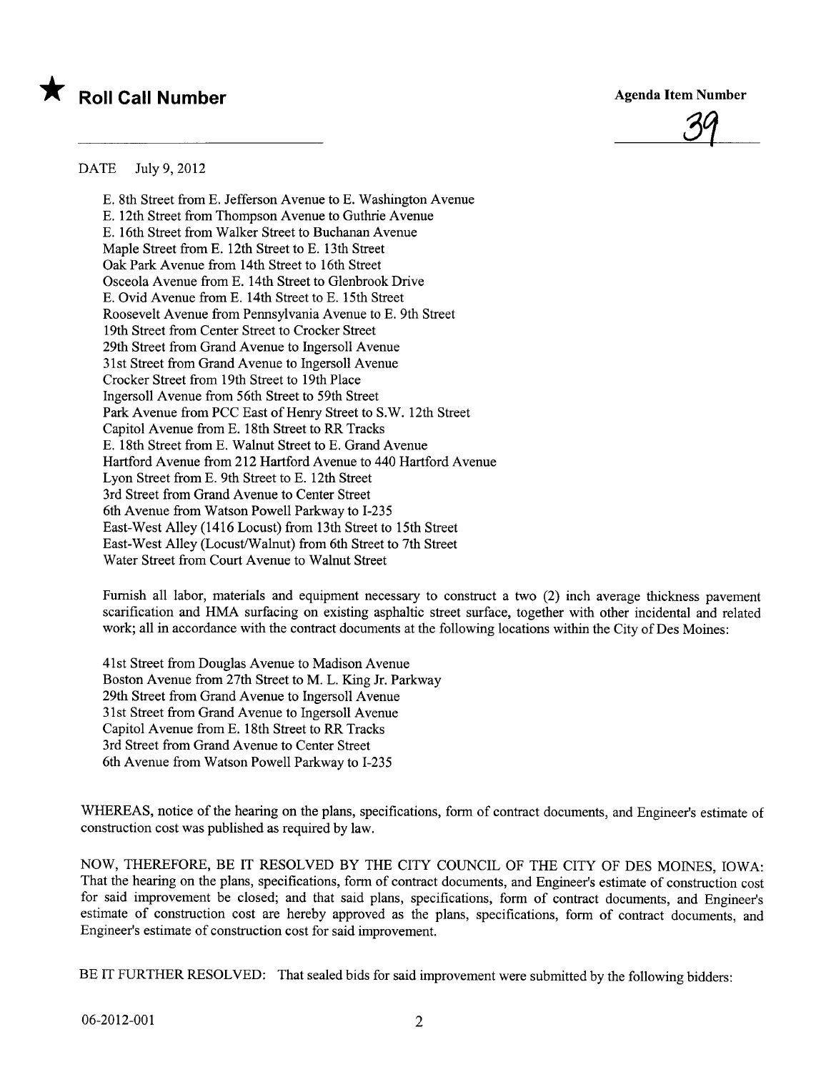★ **Roll Call Number**

**Agenda Item Number**

39

DATE July 9, 2012

E. 8th Street from E. Jefferson Avenue to E. Washington Avenue
E. 12th Street from Thompson Avenue to Guthrie Avenue
E. 16th Street from Walker Street to Buchanan Avenue
Maple Street from E. 12th Street to E. 13th Street
Oak Park Avenue from 14th Street to 16th Street
Osceola Avenue from E. 14th Street to Glenbrook Drive
E. Ovid Avenue from E. 14th Street to E. 15th Street
Roosevelt Avenue from Pennsylvania Avenue to E. 9th Street
19th Street from Center Street to Crocker Street
29th Street from Grand Avenue to Ingersoll Avenue
31st Street from Grand Avenue to Ingersoll Avenue
Crocker Street from 19th Street to 19th Place
Ingersoll Avenue from 56th Street to 59th Street
Park Avenue from PCC East of Henry Street to S.W. 12th Street
Capitol Avenue from E. 18th Street to RR Tracks
E. 18th Street from E. Walnut Street to E. Grand Avenue
Hartford Avenue from 212 Hartford Avenue to 440 Hartford Avenue
Lyon Street from E. 9th Street to E. 12th Street
3rd Street from Grand Avenue to Center Street
6th Avenue from Watson Powell Parkway to I-235
East-West Alley (1416 Locust) from 13th Street to 15th Street
East-West Alley (Locust/Walnut) from 6th Street to 7th Street
Water Street from Court Avenue to Walnut Street

Furnish all labor, materials and equipment necessary to construct a two (2) inch average thickness pavement scarification and HMA surfacing on existing asphaltic street surface, together with other incidental and related work; all in accordance with the contract documents at the following locations within the City of Des Moines:

41st Street from Douglas Avenue to Madison Avenue
Boston Avenue from 27th Street to M. L. King Jr. Parkway
29th Street from Grand Avenue to Ingersoll Avenue
31st Street from Grand Avenue to Ingersoll Avenue
Capitol Avenue from E. 18th Street to RR Tracks
3rd Street from Grand Avenue to Center Street
6th Avenue from Watson Powell Parkway to I-235

WHEREAS, notice of the hearing on the plans, specifications, form of contract documents, and Engineer's estimate of construction cost was published as required by law.

NOW, THEREFORE, BE IT RESOLVED BY THE CITY COUNCIL OF THE CITY OF DES MOINES, IOWA: That the hearing on the plans, specifications, form of contract documents, and Engineer's estimate of construction cost for said improvement be closed; and that said plans, specifications, form of contract documents, and Engineer's estimate of construction cost are hereby approved as the plans, specifications, form of contract documents, and Engineer's estimate of construction cost for said improvement.

BE IT FURTHER RESOLVED: That sealed bids for said improvement were submitted by the following bidders:

06-2012-001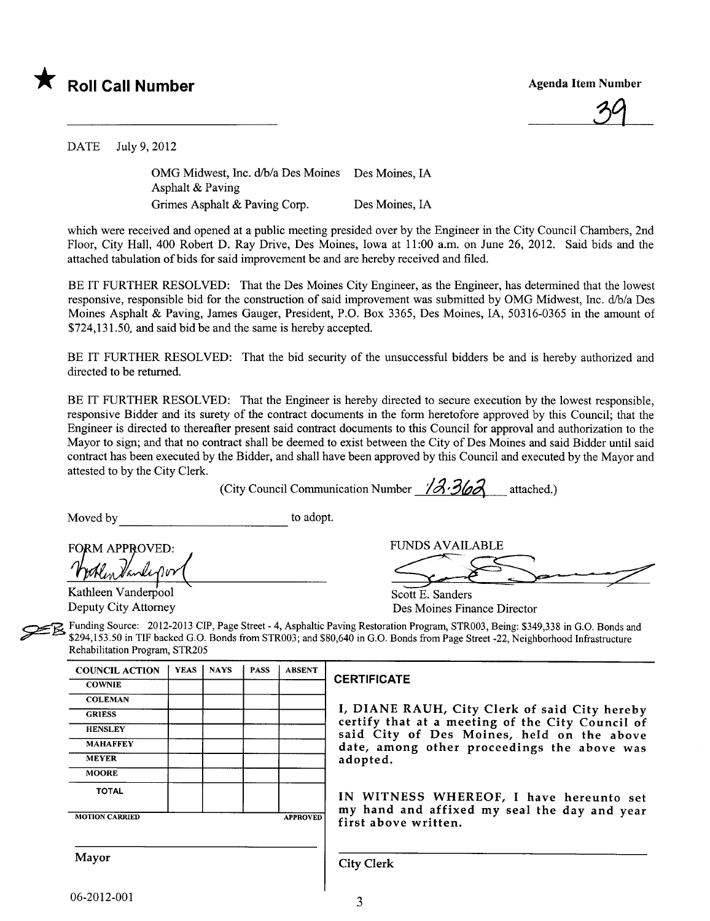★ **Roll Call Number**

**Agenda Item Number**

39

DATE July 9, 2012

| | |
|---|---|
| OMG Midwest, Inc. d/b/a Des Moines Asphalt & Paving | Des Moines, IA |
| Grimes Asphalt & Paving Corp. | Des Moines, IA |

which were received and opened at a public meeting presided over by the Engineer in the City Council Chambers, 2nd Floor, City Hall, 400 Robert D. Ray Drive, Des Moines, Iowa at 11:00 a.m. on June 26, 2012. Said bids and the attached tabulation of bids for said improvement be and are hereby received and filed.

BE IT FURTHER RESOLVED: That the Des Moines City Engineer, as the Engineer, has determined that the lowest responsive, responsible bid for the construction of said improvement was submitted by OMG Midwest, Inc. d/b/a Des Moines Asphalt & Paving, James Gauger, President, P.O. Box 3365, Des Moines, IA, 50316-0365 in the amount of $724,131.50, and said bid be and the same is hereby accepted.

BE IT FURTHER RESOLVED: That the bid security of the unsuccessful bidders be and is hereby authorized and directed to be returned.

BE IT FURTHER RESOLVED: That the Engineer is hereby directed to secure execution by the lowest responsible, responsive Bidder and its surety of the contract documents in the form heretofore approved by this Council; that the Engineer is directed to thereafter present said contract documents to this Council for approval and authorization to the Mayor to sign; and that no contract shall be deemed to exist between the City of Des Moines and said Bidder until said contract has been executed by the Bidder, and shall have been approved by this Council and executed by the Mayor and attested to by the City Clerk.

(City Council Communication Number 12-362 attached.)

Moved by ______________________ to adopt.

FORM APPROVED:

Kathleen Vanderpool
Deputy City Attorney

FUNDS AVAILABLE

Scott E. Sanders
Des Moines Finance Director

Funding Source: 2012-2013 CIP, Page Street - 4, Asphaltic Paving Restoration Program, STR003, Being: $349,338 in G.O. Bonds and $294,153.50 in TIF backed G.O. Bonds from STR003; and $80,640 in G.O. Bonds from Page Street -22, Neighborhood Infrastructure Rehabilitation Program, STR205

| COUNCIL ACTION | YEAS | NAYS | PASS | ABSENT |
|---|---|---|---|---|
| COWNIE | | | | |
| COLEMAN | | | | |
| GRIESS | | | | |
| HENSLEY | | | | |
| MAHAFFEY | | | | |
| MEYER | | | | |
| MOORE | | | | |
| TOTAL | | | | |
| MOTION CARRIED | | | | APPROVED |

Mayor

**CERTIFICATE**

I, DIANE RAUH, City Clerk of said City hereby certify that at a meeting of the City Council of said City of Des Moines, held on the above date, among other proceedings the above was adopted.

IN WITNESS WHEREOF, I have hereunto set my hand and affixed my seal the day and year first above written.

City Clerk

06-2012-001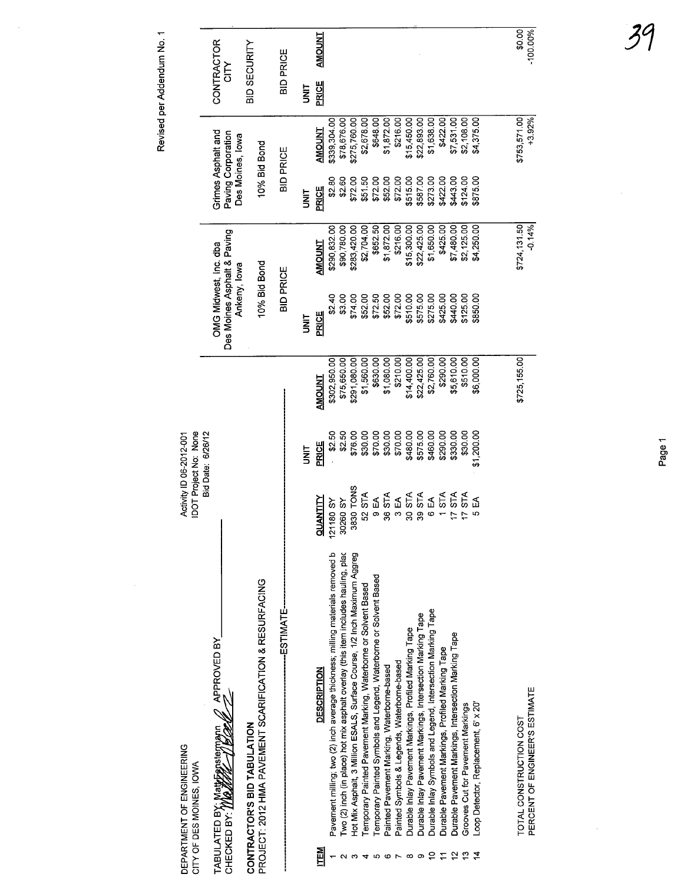Revised per Addendum No. 1

DEPARTMENT OF ENGINEERING
CITY OF DES MOINES, IOWA

Activity ID 06-2012-001
IDOT Project No: None
Bid Date: 6/26/12

TABULATED BY: Matt Fenstermann APPROVED BY________________
CHECKED BY: [signature]

**CONTRACTOR'S BID TABULATION**
PROJECT: 2012 HMA PAVEMENT SCARIFICATION & RESURFACING

| | | | ESTIMATE | | OMG Midwest, Inc. dba Des Moines Asphalt & Paving, Ankeny, Iowa | | Grimes Asphalt and Paving Corporation, Des Moines, Iowa | | CONTRACTOR CITY | |
|---|---|---|---|---|---|---|---|---|---|---|
| | | | | BID SECURITY | 10% Bid Bond | | 10% Bid Bond | | BID SECURITY | |
| | | | | | BID PRICE | | BID PRICE | | BID PRICE | |
| **ITEM** | **DESCRIPTION** | **QUANTITY** | **UNIT PRICE** | **AMOUNT** | **UNIT PRICE** | **AMOUNT** | **UNIT PRICE** | **AMOUNT** | **UNIT PRICE** | **AMOUNT** |
| 1 | Pavement milling; two (2) inch average thickness; milling materials removed b | 121180 SY | $2.50 | $302,950.00 | $2.40 | $290,832.00 | $2.80 | $339,304.00 | | |
| 2 | Two (2) inch (in place) hot mix asphalt overlay (this item includes hauling, plac | 30260 SY | $2.50 | $75,650.00 | $3.00 | $90,780.00 | $2.60 | $78,676.00 | | |
| 3 | Hot Mix Asphalt, 3 Million ESALS, Surface Course, 1/2 Inch Maximum Aggreg | 3830 TONS | $76.00 | $291,080.00 | $74.00 | $283,420.00 | $72.00 | $275,760.00 | | |
| 4 | Temporary Painted Pavement Marking, Waterborne or Solvent Based | 52 STA | $30.00 | $1,560.00 | $52.00 | $2,704.00 | $51.50 | $2,678.00 | | |
| 5 | Temporary Painted Symbols and Legend, Waterborne or Solvent Based | 9 EA | $70.00 | $630.00 | $72.50 | $652.50 | $72.00 | $648.00 | | |
| 6 | Painted Pavement Marking, Waterborne-based | 36 STA | $30.00 | $1,080.00 | $52.00 | $1,872.00 | $52.00 | $1,872.00 | | |
| 7 | Painted Symbols & Legends, Waterborne-based | 3 EA | $70.00 | $210.00 | $72.00 | $216.00 | $72.00 | $216.00 | | |
| 8 | Durable Inlay Pavement Markings, Profiled Marking Tape | 30 STA | $480.00 | $14,400.00 | $510.00 | $15,300.00 | $515.00 | $15,450.00 | | |
| 9 | Durable Inlay Pavement Markings, Intersection Marking Tape | 39 STA | $575.00 | $22,425.00 | $575.00 | $22,425.00 | $587.00 | $22,893.00 | | |
| 10 | Durable Inlay Symbols and Legend, Intersection Marking Tape | 6 EA | $460.00 | $2,760.00 | $275.00 | $1,650.00 | $273.00 | $1,638.00 | | |
| 11 | Durable Pavement Markings, Profiled Marking Tape | 1 STA | $290.00 | $290.00 | $425.00 | $425.00 | $422.00 | $422.00 | | |
| 12 | Durable Pavement Markings, Intersection Marking Tape | 17 STA | $330.00 | $5,610.00 | $440.00 | $7,480.00 | $443.00 | $7,531.00 | | |
| 13 | Grooves Cut for Pavement Markings | 17 STA | $30.00 | $510.00 | $125.00 | $2,125.00 | $124.00 | $2,108.00 | | |
| 14 | Loop Detector, Replacement, 6' x 20' | 5 EA | $1,200.00 | $6,000.00 | $850.00 | $4,250.00 | $875.00 | $4,375.00 | | |
| | TOTAL CONSTRUCTION COST | | | $725,155.00 | | $724,131.50 | | $753,571.00 | | $0.00 |
| | PERCENT OF ENGINEER'S ESTIMATE | | | | | -0.14% | | +3.92% | | -100.00% |